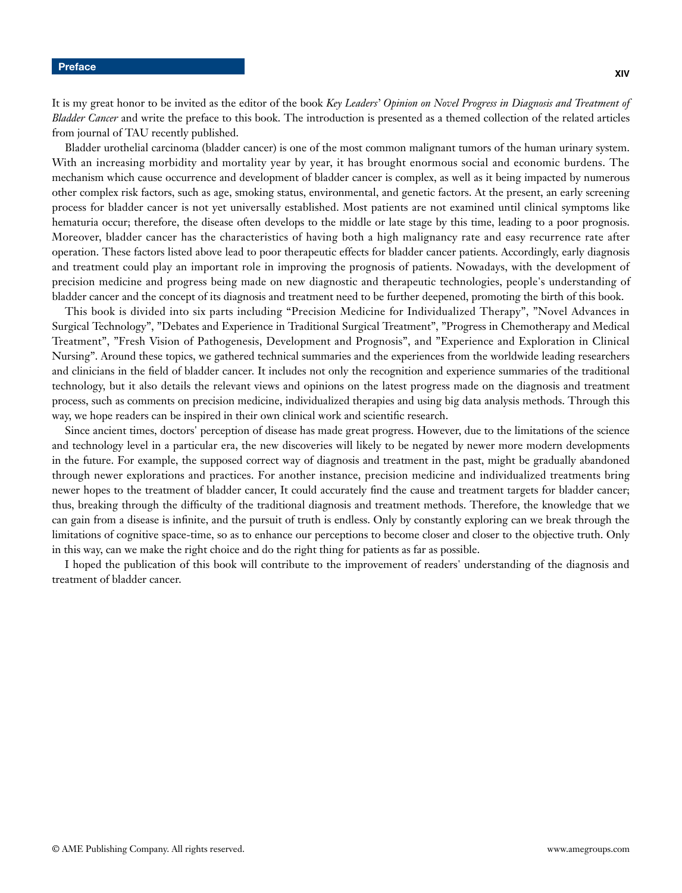# Preface

It is my great honor to be invited as the editor of the book *Key Leaders' Opinion on Novel Progress in Diagnosis and Treatment of Bladder Cancer* and write the preface to this book. The introduction is presented as a themed collection of the related articles from journal of TAU recently published.

Bladder urothelial carcinoma (bladder cancer) is one of the most common malignant tumors of the human urinary system. With an increasing morbidity and mortality year by year, it has brought enormous social and economic burdens. The mechanism which cause occurrence and development of bladder cancer is complex, as well as it being impacted by numerous other complex risk factors, such as age, smoking status, environmental, and genetic factors. At the present, an early screening process for bladder cancer is not yet universally established. Most patients are not examined until clinical symptoms like hematuria occur; therefore, the disease often develops to the middle or late stage by this time, leading to a poor prognosis. Moreover, bladder cancer has the characteristics of having both a high malignancy rate and easy recurrence rate after operation. These factors listed above lead to poor therapeutic effects for bladder cancer patients. Accordingly, early diagnosis and treatment could play an important role in improving the prognosis of patients. Nowadays, with the development of precision medicine and progress being made on new diagnostic and therapeutic technologies, people's understanding of bladder cancer and the concept of its diagnosis and treatment need to be further deepened, promoting the birth of this book.

This book is divided into six parts including "Precision Medicine for Individualized Therapy", "Novel Advances in Surgical Technology", "Debates and Experience in Traditional Surgical Treatment", "Progress in Chemotherapy and Medical Treatment", "Fresh Vision of Pathogenesis, Development and Prognosis", and "Experience and Exploration in Clinical Nursing". Around these topics, we gathered technical summaries and the experiences from the worldwide leading researchers and clinicians in the field of bladder cancer. It includes not only the recognition and experience summaries of the traditional technology, but it also details the relevant views and opinions on the latest progress made on the diagnosis and treatment process, such as comments on precision medicine, individualized therapies and using big data analysis methods. Through this way, we hope readers can be inspired in their own clinical work and scientific research.

Since ancient times, doctors' perception of disease has made great progress. However, due to the limitations of the science and technology level in a particular era, the new discoveries will likely to be negated by newer more modern developments in the future. For example, the supposed correct way of diagnosis and treatment in the past, might be gradually abandoned through newer explorations and practices. For another instance, precision medicine and individualized treatments bring newer hopes to the treatment of bladder cancer, It could accurately find the cause and treatment targets for bladder cancer; thus, breaking through the difficulty of the traditional diagnosis and treatment methods. Therefore, the knowledge that we can gain from a disease is infinite, and the pursuit of truth is endless. Only by constantly exploring can we break through the limitations of cognitive space-time, so as to enhance our perceptions to become closer and closer to the objective truth. Only in this way, can we make the right choice and do the right thing for patients as far as possible.

I hoped the publication of this book will contribute to the improvement of readers' understanding of the diagnosis and treatment of bladder cancer.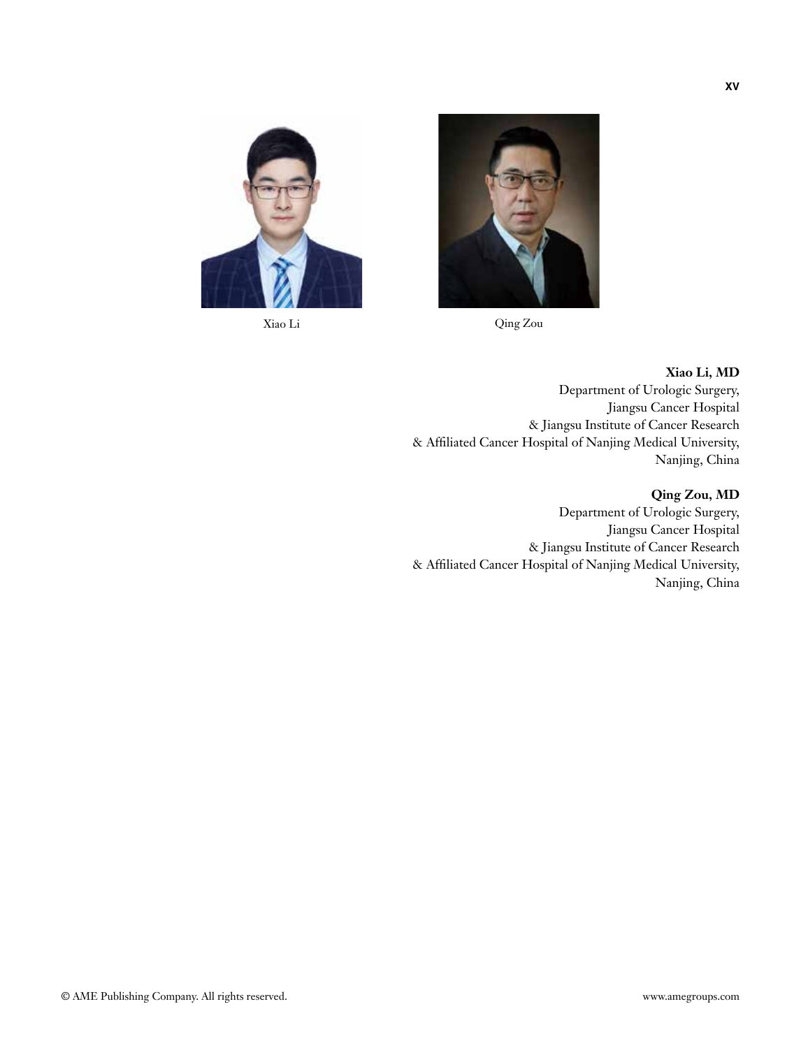Xiao Li

Qing Zou

**Xiao Li, MD**
Department of Urologic Surgery,
Jiangsu Cancer Hospital
& Jiangsu Institute of Cancer Research
& Affiliated Cancer Hospital of Nanjing Medical University,
Nanjing, China

**Qing Zou, MD**
Department of Urologic Surgery,
Jiangsu Cancer Hospital
& Jiangsu Institute of Cancer Research
& Affiliated Cancer Hospital of Nanjing Medical University,
Nanjing, China